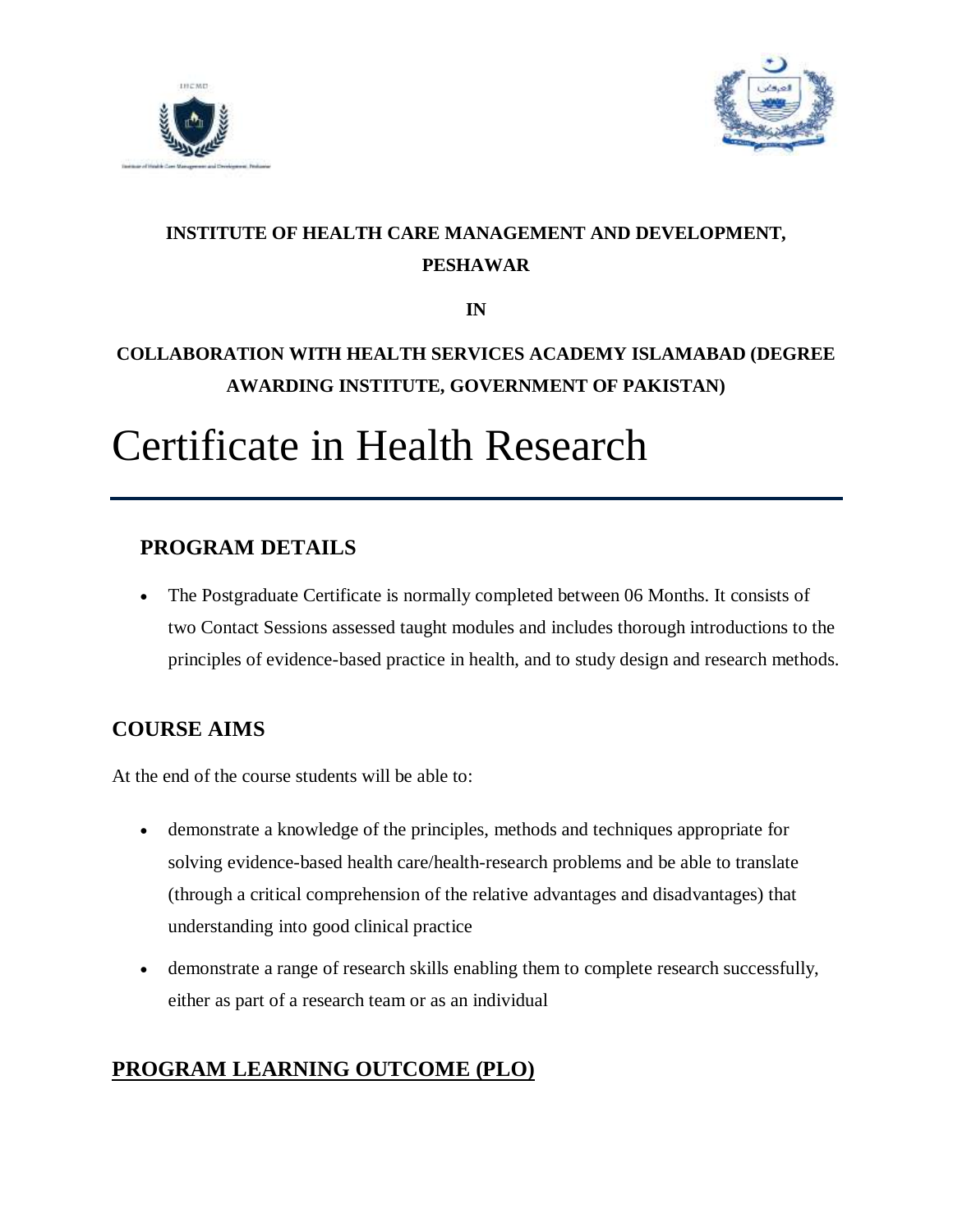**INSTITUTE OF HEALTH CARE MANAGEMENT AND DEVELOPMENT, PESHAWAR**

**IN**

**COLLABORATION WITH HEALTH SERVICES ACADEMY ISLAMABAD (DEGREE AWARDING INSTITUTE, GOVERNMENT OF PAKISTAN)**

# Certificate in Health Research

## PROGRAM DETAILS

- The Postgraduate Certificate is normally completed between 06 Months. It consists of two Contact Sessions assessed taught modules and includes thorough introductions to the principles of evidence-based practice in health, and to study design and research methods.

## COURSE AIMS

At the end of the course students will be able to:

- demonstrate a knowledge of the principles, methods and techniques appropriate for solving evidence-based health care/health-research problems and be able to translate (through a critical comprehension of the relative advantages and disadvantages) that understanding into good clinical practice
- demonstrate a range of research skills enabling them to complete research successfully, either as part of a research team or as an individual

## PROGRAM LEARNING OUTCOME (PLO)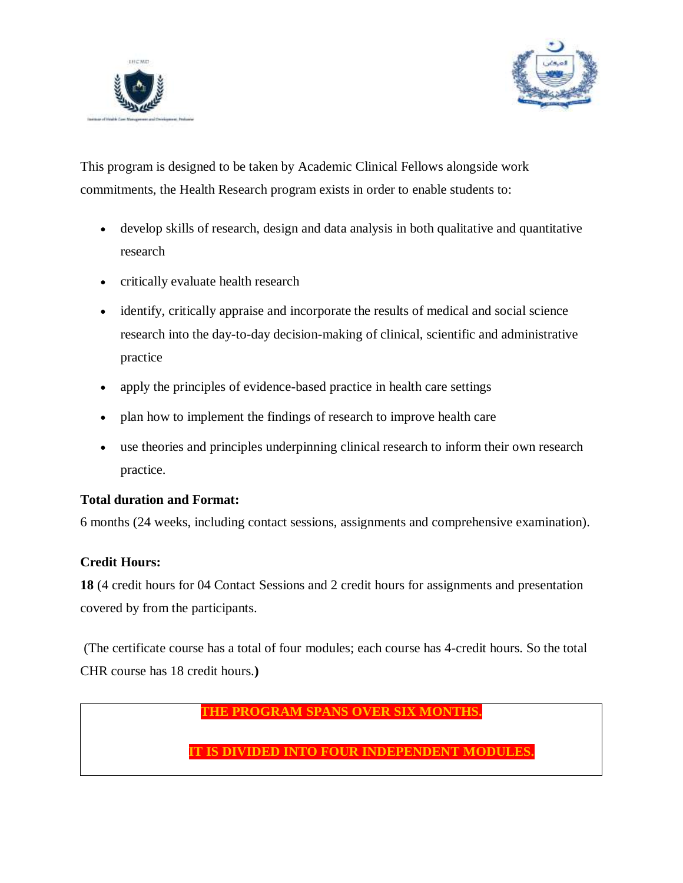This program is designed to be taken by Academic Clinical Fellows alongside work commitments, the Health Research program exists in order to enable students to:

- develop skills of research, design and data analysis in both qualitative and quantitative research
- critically evaluate health research
- identify, critically appraise and incorporate the results of medical and social science research into the day-to-day decision-making of clinical, scientific and administrative practice
- apply the principles of evidence-based practice in health care settings
- plan how to implement the findings of research to improve health care
- use theories and principles underpinning clinical research to inform their own research practice.

**Total duration and Format:**

6 months (24 weeks, including contact sessions, assignments and comprehensive examination).

**Credit Hours:**

**18** (4 credit hours for 04 Contact Sessions and 2 credit hours for assignments and presentation covered by from the participants.

(The certificate course has a total of four modules; each course has 4-credit hours. So the total CHR course has 18 credit hours.**)**

**THE PROGRAM SPANS OVER SIX MONTHS.**

**IT IS DIVIDED INTO FOUR INDEPENDENT MODULES.**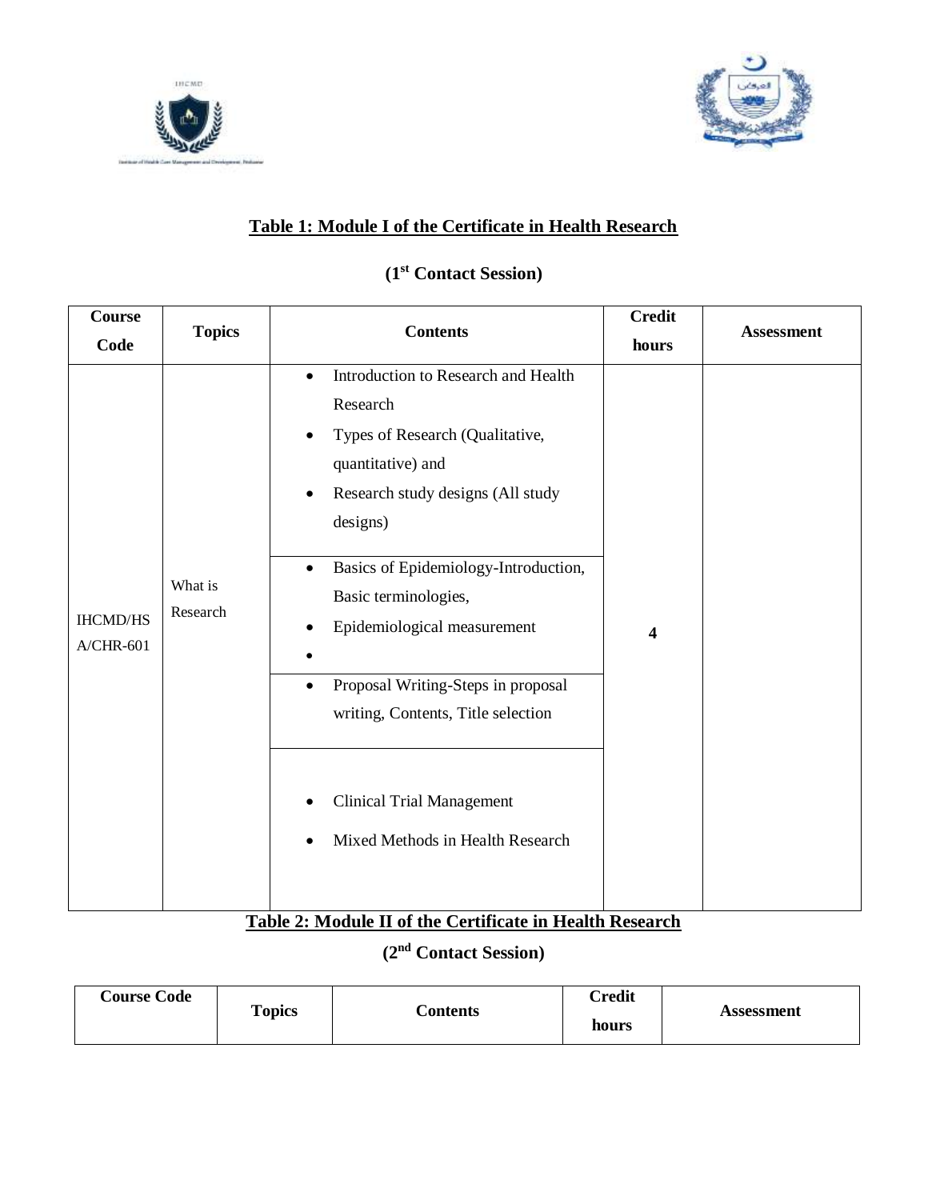## Table 1: Module I of the Certificate in Health Research

### (1st Contact Session)

| Course Code | Topics | Contents | Credit hours | Assessment |
|---|---|---|---|---|
| IHCMD/HSA/CHR-601 | What is Research | • Introduction to Research and Health Research<br>• Types of Research (Qualitative, quantitative) and<br>• Research study designs (All study designs) | 4 | |
| | | • Basics of Epidemiology-Introduction, Basic terminologies,<br>• Epidemiological measurement<br>• | | |
| | | • Proposal Writing-Steps in proposal writing, Contents, Title selection | | |
| | | • Clinical Trial Management<br>• Mixed Methods in Health Research | | |

## Table 2: Module II of the Certificate in Health Research

### (2nd Contact Session)

| Course Code | Topics | Contents | Credit hours | Assessment |
|---|---|---|---|---|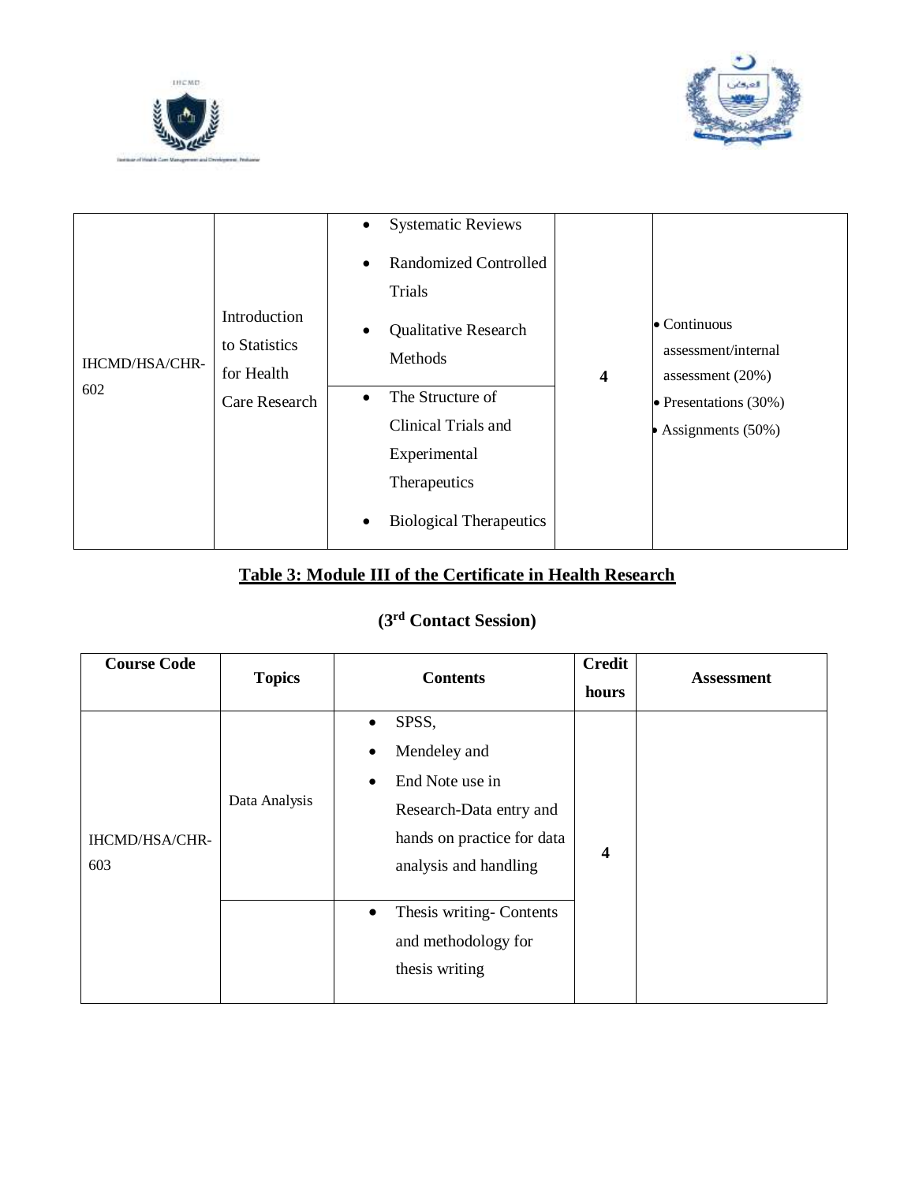| | | | | |
|---|---|---|---|---|
| IHCMD/HSA/CHR-602 | Introduction to Statistics for Health Care Research | • Systematic Reviews<br>• Randomized Controlled Trials<br>• Qualitative Research Methods<br>• The Structure of Clinical Trials and Experimental Therapeutics<br>• Biological Therapeutics | 4 | • Continuous assessment/internal assessment (20%)<br>• Presentations (30%)<br>• Assignments (50%) |

## Table 3: Module III of the Certificate in Health Research

### (3rd Contact Session)

| Course Code | Topics | Contents | Credit hours | Assessment |
|---|---|---|---|---|
| IHCMD/HSA/CHR-603 | Data Analysis | • SPSS,<br>• Mendeley and<br>• End Note use in Research-Data entry and hands on practice for data analysis and handling | 4 | |
| | | • Thesis writing- Contents and methodology for thesis writing | | |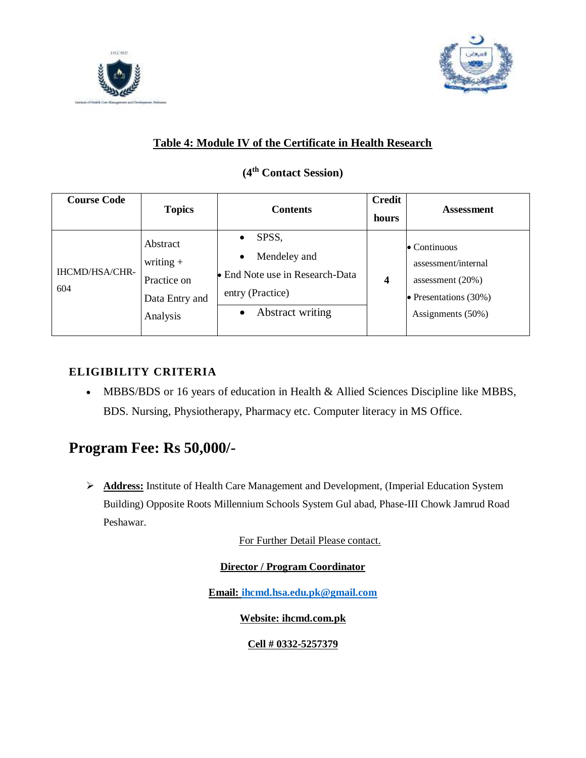## Table 4: Module IV of the Certificate in Health Research

**(4th Contact Session)**

| Course Code | Topics | Contents | Credit hours | Assessment |
|---|---|---|---|---|
| IHCMD/HSA/CHR-604 | Abstract writing + Practice on Data Entry and Analysis | • SPSS,<br>• Mendeley and<br>• End Note use in Research-Data entry (Practice)<br>• Abstract writing | 4 | • Continuous assessment/internal assessment (20%)<br>• Presentations (30%)<br>Assignments (50%) |

### ELIGIBILITY CRITERIA

- MBBS/BDS or 16 years of education in Health & Allied Sciences Discipline like MBBS, BDS. Nursing, Physiotherapy, Pharmacy etc. Computer literacy in MS Office.

## Program Fee: Rs 50,000/-

- **Address:** Institute of Health Care Management and Development, (Imperial Education System Building) Opposite Roots Millennium Schools System Gul abad, Phase-III Chowk Jamrud Road Peshawar.

For Further Detail Please contact.

**Director / Program Coordinator**

**Email: ihcmd.hsa.edu.pk@gmail.com**

**Website: ihcmd.com.pk**

**Cell # 0332-5257379**